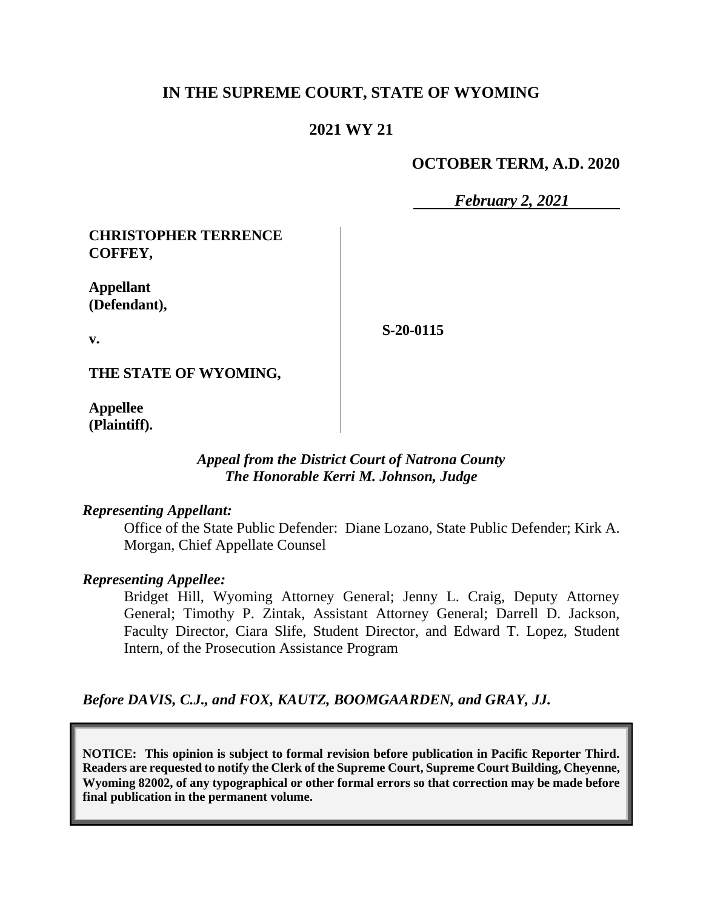# IN THE SUPREME COURT, STATE OF WYOMING

## 2021 WY 21

**OCTOBER TERM, A.D. 2020**

*February 2, 2021*

| | |
|---|---|
| **CHRISTOPHER TERRENCE COFFEY,**<br><br>**Appellant (Defendant),**<br><br>**v.**<br><br>**THE STATE OF WYOMING,**<br><br>**Appellee (Plaintiff).** | **S-20-0115** |

*Appeal from the District Court of Natrona County*
*The Honorable Kerri M. Johnson, Judge*

***Representing Appellant:***

Office of the State Public Defender: Diane Lozano, State Public Defender; Kirk A. Morgan, Chief Appellate Counsel

***Representing Appellee:***

Bridget Hill, Wyoming Attorney General; Jenny L. Craig, Deputy Attorney General; Timothy P. Zintak, Assistant Attorney General; Darrell D. Jackson, Faculty Director, Ciara Slife, Student Director, and Edward T. Lopez, Student Intern, of the Prosecution Assistance Program

***Before DAVIS, C.J., and FOX, KAUTZ, BOOMGAARDEN, and GRAY, JJ.***

**NOTICE: This opinion is subject to formal revision before publication in Pacific Reporter Third. Readers are requested to notify the Clerk of the Supreme Court, Supreme Court Building, Cheyenne, Wyoming 82002, of any typographical or other formal errors so that correction may be made before final publication in the permanent volume.**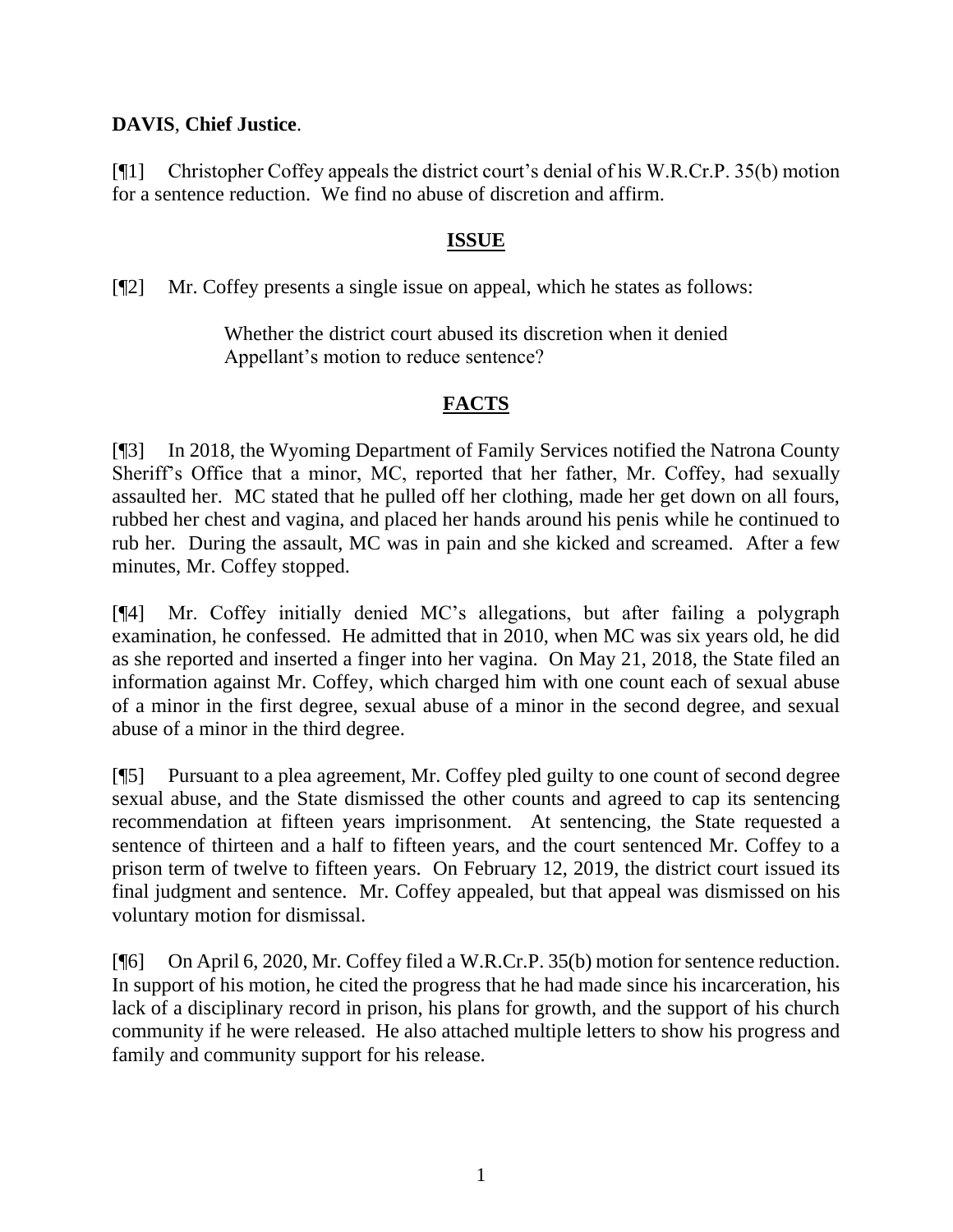**DAVIS**, **Chief Justice**.

[¶1] Christopher Coffey appeals the district court's denial of his W.R.Cr.P. 35(b) motion for a sentence reduction. We find no abuse of discretion and affirm.

## ISSUE

[¶2] Mr. Coffey presents a single issue on appeal, which he states as follows:

> Whether the district court abused its discretion when it denied Appellant's motion to reduce sentence?

## FACTS

[¶3] In 2018, the Wyoming Department of Family Services notified the Natrona County Sheriff's Office that a minor, MC, reported that her father, Mr. Coffey, had sexually assaulted her. MC stated that he pulled off her clothing, made her get down on all fours, rubbed her chest and vagina, and placed her hands around his penis while he continued to rub her. During the assault, MC was in pain and she kicked and screamed. After a few minutes, Mr. Coffey stopped.

[¶4] Mr. Coffey initially denied MC's allegations, but after failing a polygraph examination, he confessed. He admitted that in 2010, when MC was six years old, he did as she reported and inserted a finger into her vagina. On May 21, 2018, the State filed an information against Mr. Coffey, which charged him with one count each of sexual abuse of a minor in the first degree, sexual abuse of a minor in the second degree, and sexual abuse of a minor in the third degree.

[¶5] Pursuant to a plea agreement, Mr. Coffey pled guilty to one count of second degree sexual abuse, and the State dismissed the other counts and agreed to cap its sentencing recommendation at fifteen years imprisonment. At sentencing, the State requested a sentence of thirteen and a half to fifteen years, and the court sentenced Mr. Coffey to a prison term of twelve to fifteen years. On February 12, 2019, the district court issued its final judgment and sentence. Mr. Coffey appealed, but that appeal was dismissed on his voluntary motion for dismissal.

[¶6] On April 6, 2020, Mr. Coffey filed a W.R.Cr.P. 35(b) motion for sentence reduction. In support of his motion, he cited the progress that he had made since his incarceration, his lack of a disciplinary record in prison, his plans for growth, and the support of his church community if he were released. He also attached multiple letters to show his progress and family and community support for his release.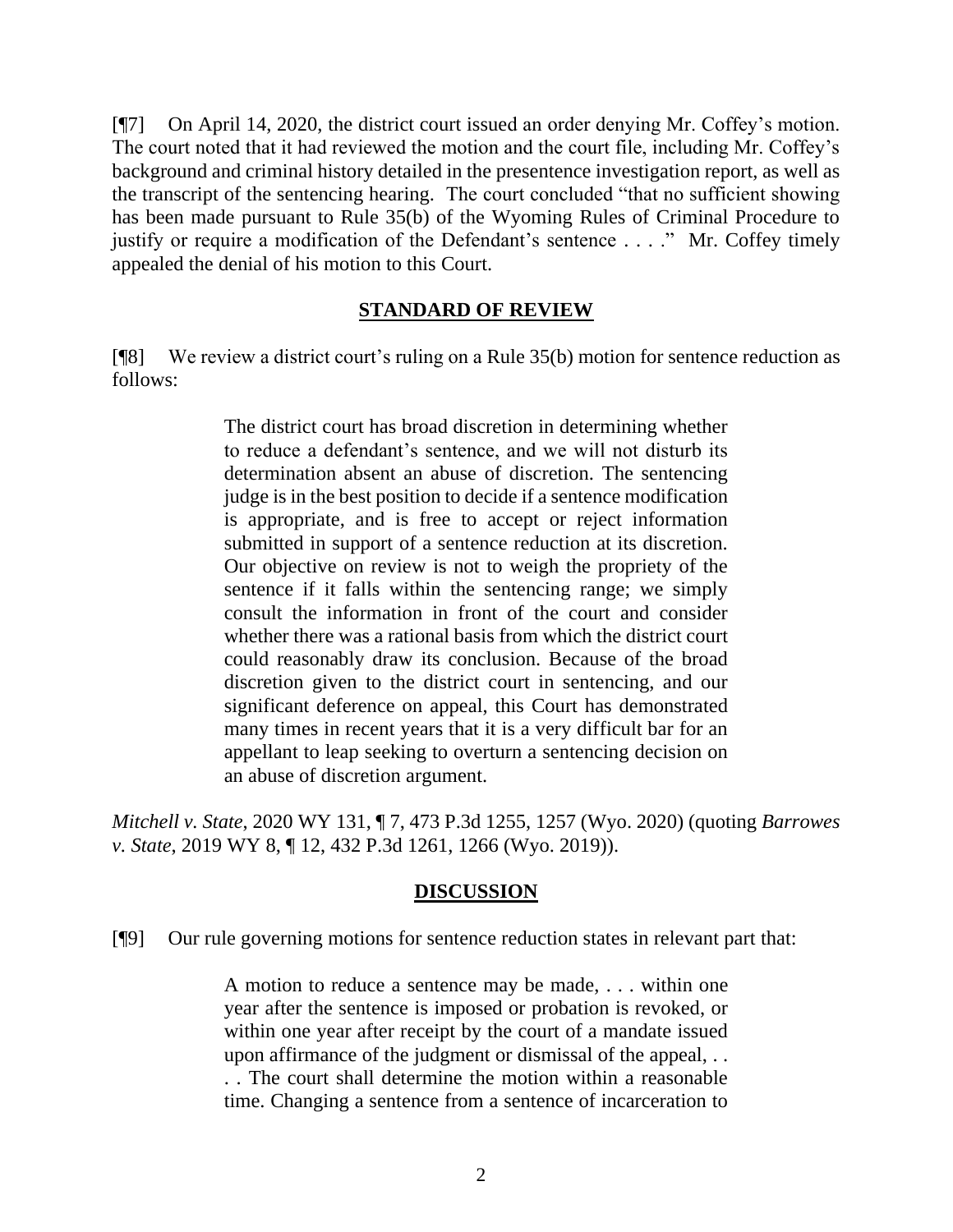[¶7] On April 14, 2020, the district court issued an order denying Mr. Coffey's motion. The court noted that it had reviewed the motion and the court file, including Mr. Coffey's background and criminal history detailed in the presentence investigation report, as well as the transcript of the sentencing hearing. The court concluded "that no sufficient showing has been made pursuant to Rule 35(b) of the Wyoming Rules of Criminal Procedure to justify or require a modification of the Defendant's sentence . . . ." Mr. Coffey timely appealed the denial of his motion to this Court.

## STANDARD OF REVIEW

[¶8] We review a district court's ruling on a Rule 35(b) motion for sentence reduction as follows:

> The district court has broad discretion in determining whether to reduce a defendant's sentence, and we will not disturb its determination absent an abuse of discretion. The sentencing judge is in the best position to decide if a sentence modification is appropriate, and is free to accept or reject information submitted in support of a sentence reduction at its discretion. Our objective on review is not to weigh the propriety of the sentence if it falls within the sentencing range; we simply consult the information in front of the court and consider whether there was a rational basis from which the district court could reasonably draw its conclusion. Because of the broad discretion given to the district court in sentencing, and our significant deference on appeal, this Court has demonstrated many times in recent years that it is a very difficult bar for an appellant to leap seeking to overturn a sentencing decision on an abuse of discretion argument.

*Mitchell v. State*, 2020 WY 131, ¶ 7, 473 P.3d 1255, 1257 (Wyo. 2020) (quoting *Barrowes v. State*, 2019 WY 8, ¶ 12, 432 P.3d 1261, 1266 (Wyo. 2019)).

## DISCUSSION

[¶9] Our rule governing motions for sentence reduction states in relevant part that:

> A motion to reduce a sentence may be made, . . . within one year after the sentence is imposed or probation is revoked, or within one year after receipt by the court of a mandate issued upon affirmance of the judgment or dismissal of the appeal, . . . . The court shall determine the motion within a reasonable time. Changing a sentence from a sentence of incarceration to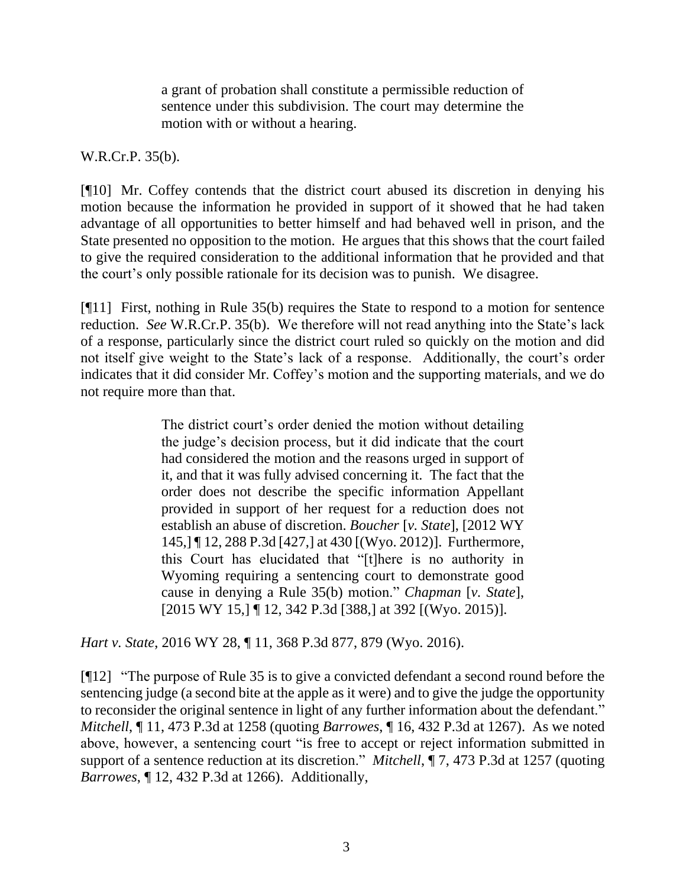> a grant of probation shall constitute a permissible reduction of sentence under this subdivision. The court may determine the motion with or without a hearing.

W.R.Cr.P. 35(b).

[¶10] Mr. Coffey contends that the district court abused its discretion in denying his motion because the information he provided in support of it showed that he had taken advantage of all opportunities to better himself and had behaved well in prison, and the State presented no opposition to the motion. He argues that this shows that the court failed to give the required consideration to the additional information that he provided and that the court's only possible rationale for its decision was to punish. We disagree.

[¶11] First, nothing in Rule 35(b) requires the State to respond to a motion for sentence reduction. *See* W.R.Cr.P. 35(b). We therefore will not read anything into the State's lack of a response, particularly since the district court ruled so quickly on the motion and did not itself give weight to the State's lack of a response. Additionally, the court's order indicates that it did consider Mr. Coffey's motion and the supporting materials, and we do not require more than that.

> The district court's order denied the motion without detailing the judge's decision process, but it did indicate that the court had considered the motion and the reasons urged in support of it, and that it was fully advised concerning it. The fact that the order does not describe the specific information Appellant provided in support of her request for a reduction does not establish an abuse of discretion. *Boucher* [*v. State*], [2012 WY 145,] ¶ 12, 288 P.3d [427,] at 430 [(Wyo. 2012)]. Furthermore, this Court has elucidated that "[t]here is no authority in Wyoming requiring a sentencing court to demonstrate good cause in denying a Rule 35(b) motion." *Chapman* [*v. State*], [2015 WY 15,] ¶ 12, 342 P.3d [388,] at 392 [(Wyo. 2015)].

*Hart v. State*, 2016 WY 28, ¶ 11, 368 P.3d 877, 879 (Wyo. 2016).

[¶12] "The purpose of Rule 35 is to give a convicted defendant a second round before the sentencing judge (a second bite at the apple as it were) and to give the judge the opportunity to reconsider the original sentence in light of any further information about the defendant." *Mitchell*, ¶ 11, 473 P.3d at 1258 (quoting *Barrowes*, ¶ 16, 432 P.3d at 1267). As we noted above, however, a sentencing court "is free to accept or reject information submitted in support of a sentence reduction at its discretion." *Mitchell*, ¶ 7, 473 P.3d at 1257 (quoting *Barrowes*, ¶ 12, 432 P.3d at 1266). Additionally,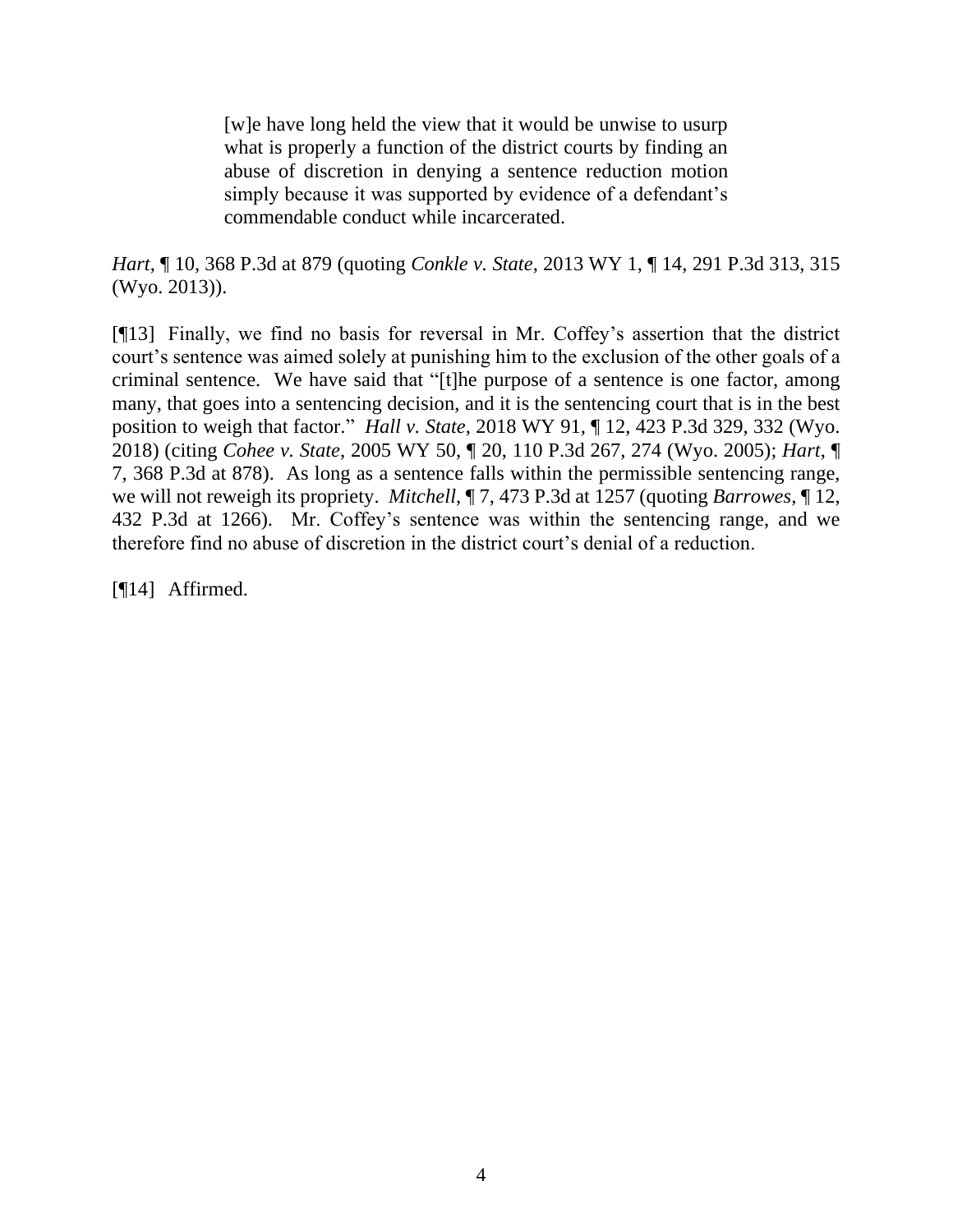> [w]e have long held the view that it would be unwise to usurp what is properly a function of the district courts by finding an abuse of discretion in denying a sentence reduction motion simply because it was supported by evidence of a defendant's commendable conduct while incarcerated.

*Hart*, ¶ 10, 368 P.3d at 879 (quoting *Conkle v. State*, 2013 WY 1, ¶ 14, 291 P.3d 313, 315 (Wyo. 2013)).

[¶13] Finally, we find no basis for reversal in Mr. Coffey's assertion that the district court's sentence was aimed solely at punishing him to the exclusion of the other goals of a criminal sentence. We have said that "[t]he purpose of a sentence is one factor, among many, that goes into a sentencing decision, and it is the sentencing court that is in the best position to weigh that factor." *Hall v. State*, 2018 WY 91, ¶ 12, 423 P.3d 329, 332 (Wyo. 2018) (citing *Cohee v. State*, 2005 WY 50, ¶ 20, 110 P.3d 267, 274 (Wyo. 2005); *Hart*, ¶ 7, 368 P.3d at 878). As long as a sentence falls within the permissible sentencing range, we will not reweigh its propriety. *Mitchell*, ¶ 7, 473 P.3d at 1257 (quoting *Barrowes*, ¶ 12, 432 P.3d at 1266). Mr. Coffey's sentence was within the sentencing range, and we therefore find no abuse of discretion in the district court's denial of a reduction.

[¶14] Affirmed.